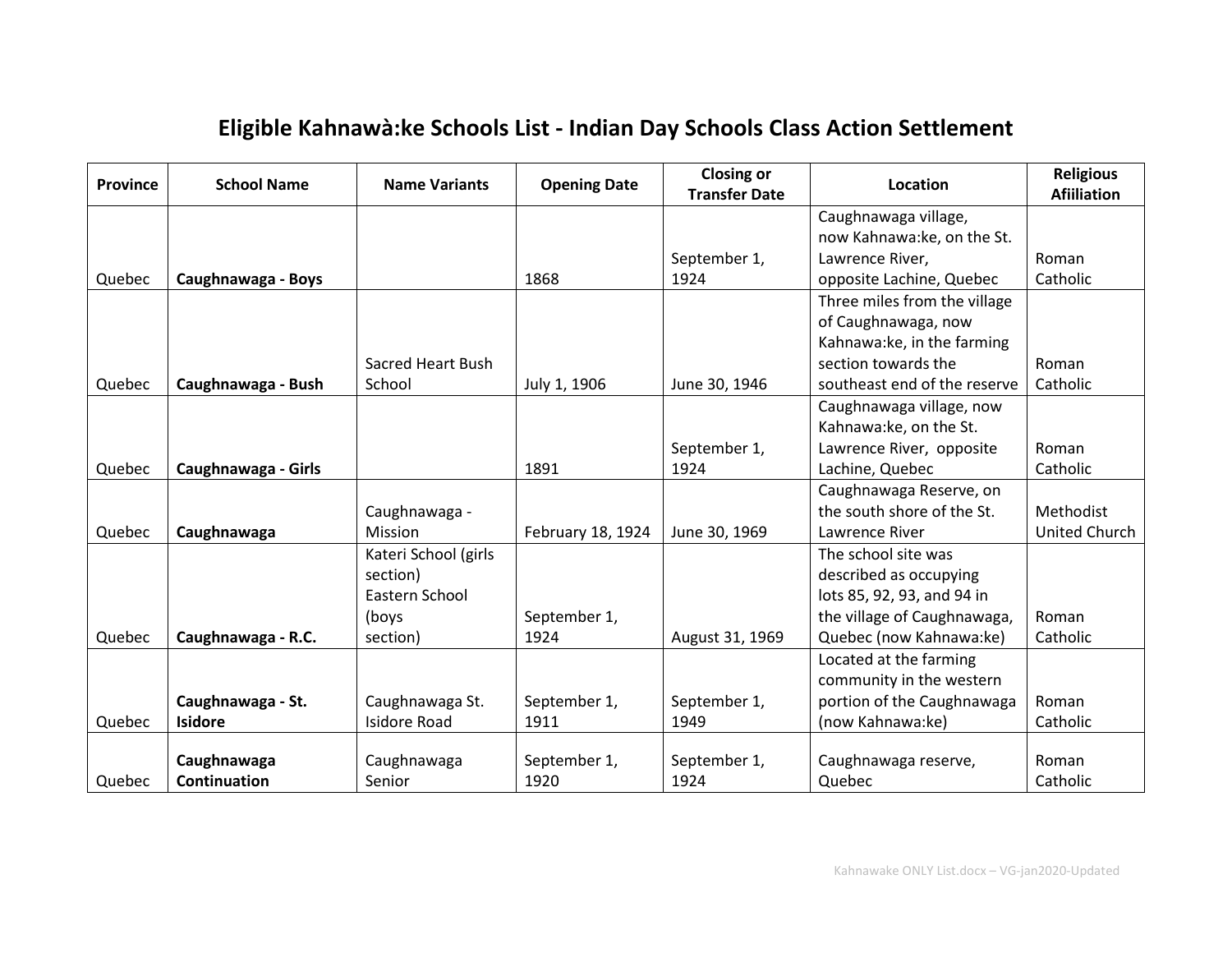# Eligible Kahnawà:ke Schools List - Indian Day Schools Class Action Settlement

| Province | School Name | Name Variants | Opening Date | Closing or Transfer Date | Location | Religious Afiiliation |
|---|---|---|---|---|---|---|
| Quebec | **Caughnawaga - Boys** | | 1868 | September 1, 1924 | Caughnawaga village, now Kahnawa:ke, on the St. Lawrence River, opposite Lachine, Quebec | Roman Catholic |
| Quebec | **Caughnawaga - Bush** | Sacred Heart Bush School | July 1, 1906 | June 30, 1946 | Three miles from the village of Caughnawaga, now Kahnawa:ke, in the farming section towards the southeast end of the reserve | Roman Catholic |
| Quebec | **Caughnawaga - Girls** | | 1891 | September 1, 1924 | Caughnawaga village, now Kahnawa:ke, on the St. Lawrence River, opposite Lachine, Quebec | Roman Catholic |
| Quebec | **Caughnawaga** | Caughnawaga - Mission | February 18, 1924 | June 30, 1969 | Caughnawaga Reserve, on the south shore of the St. Lawrence River | Methodist United Church |
| Quebec | **Caughnawaga - R.C.** | Kateri School (girls section) Eastern School (boys section) | September 1, 1924 | August 31, 1969 | The school site was described as occupying lots 85, 92, 93, and 94 in the village of Caughnawaga, Quebec (now Kahnawa:ke) | Roman Catholic |
| Quebec | **Caughnawaga - St. Isidore** | Caughnawaga St. Isidore Road | September 1, 1911 | September 1, 1949 | Located at the farming community in the western portion of the Caughnawaga (now Kahnawa:ke) | Roman Catholic |
| Quebec | **Caughnawaga Continuation** | Caughnawaga Senior | September 1, 1920 | September 1, 1924 | Caughnawaga reserve, Quebec | Roman Catholic |

Kahnawake ONLY List.docx – VG-jan2020-Updated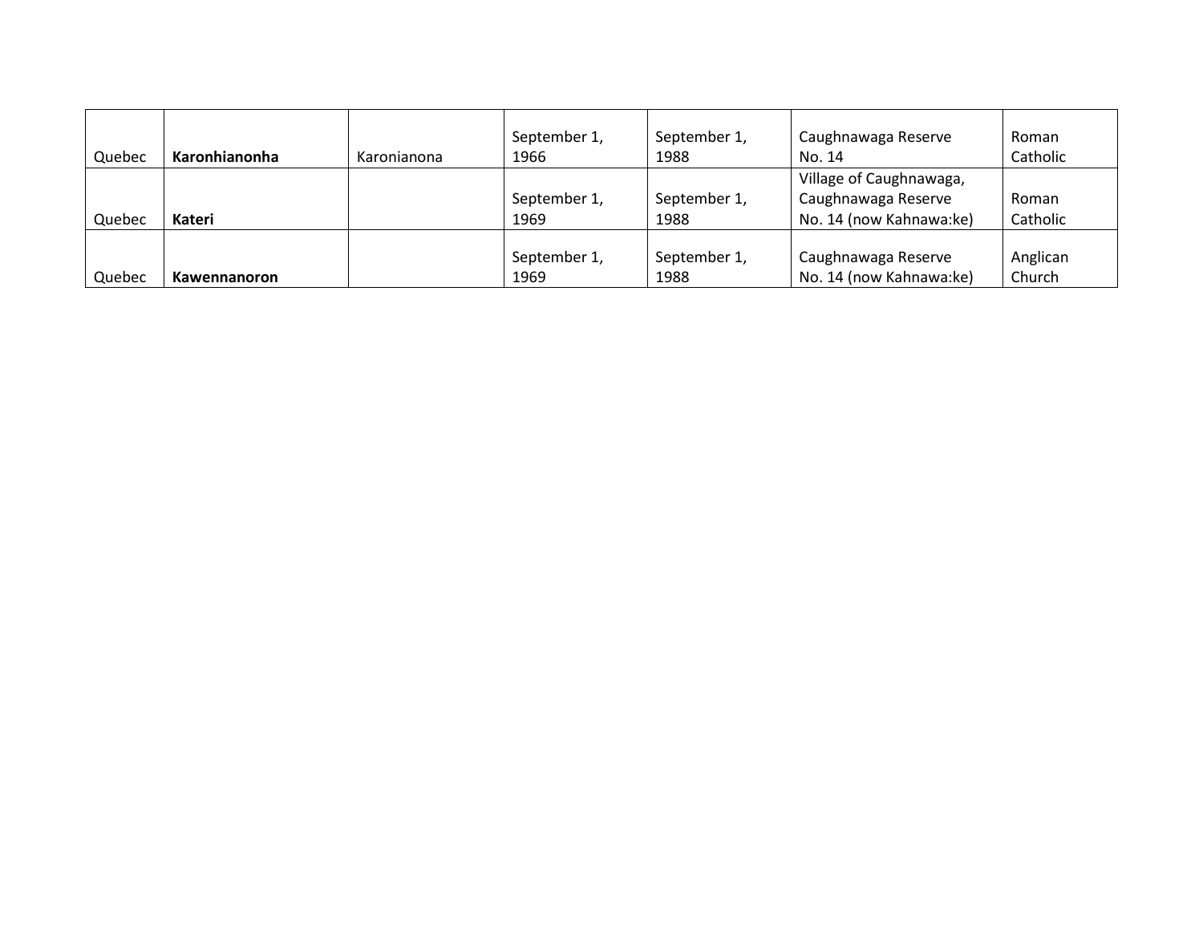| | | | | | | |
|---|---|---|---|---|---|---|
| Quebec | **Karonhianonha** | Karonianona | September 1, 1966 | September 1, 1988 | Caughnawaga Reserve No. 14 | Roman Catholic |
| Quebec | **Kateri** | | September 1, 1969 | September 1, 1988 | Village of Caughnawaga, Caughnawaga Reserve No. 14 (now Kahnawa:ke) | Roman Catholic |
| Quebec | **Kawennanoron** | | September 1, 1969 | September 1, 1988 | Caughnawaga Reserve No. 14 (now Kahnawa:ke) | Anglican Church |